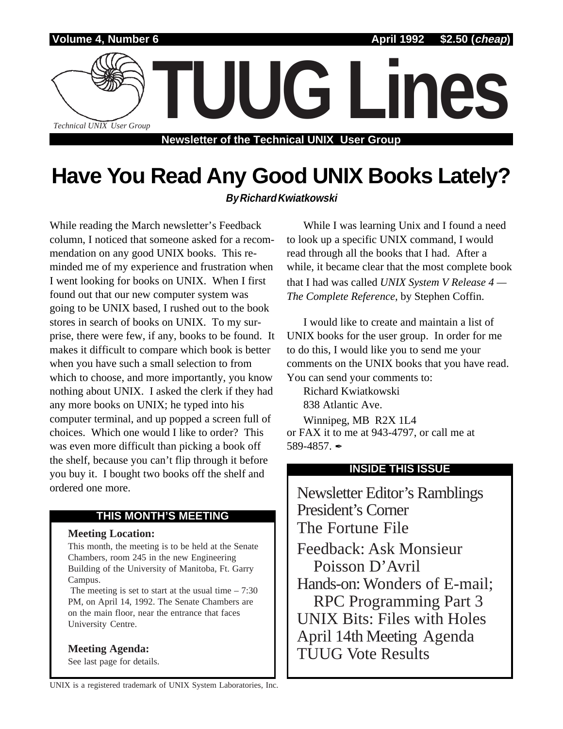Volume 4, Number 6 — April 1992 — $2.50 (*cheap*)

# TUUG Lines

Technical UNIX User Group

**Newsletter of the Technical UNIX User Group**

# Have You Read Any Good UNIX Books Lately?

***By Richard Kwiatkowski***

While reading the March newsletter's Feedback column, I noticed that someone asked for a recommendation on any good UNIX books. This reminded me of my experience and frustration when I went looking for books on UNIX. When I first found out that our new computer system was going to be UNIX based, I rushed out to the book stores in search of books on UNIX. To my surprise, there were few, if any, books to be found. It makes it difficult to compare which book is better when you have such a small selection to from which to choose, and more importantly, you know nothing about UNIX. I asked the clerk if they had any more books on UNIX; he typed into his computer terminal, and up popped a screen full of choices. Which one would I like to order? This was even more difficult than picking a book off the shelf, because you can't flip through it before you buy it. I bought two books off the shelf and ordered one more.

While I was learning Unix and I found a need to look up a specific UNIX command, I would read through all the books that I had. After a while, it became clear that the most complete book that I had was called *UNIX System V Release 4 — The Complete Reference*, by Stephen Coffin.

I would like to create and maintain a list of UNIX books for the user group. In order for me to do this, I would like you to send me your comments on the UNIX books that you have read. You can send your comments to:

Richard Kwiatkowski
838 Atlantic Ave.
Winnipeg, MB R2X 1L4

or FAX it to me at 943-4797, or call me at 589-4857. ✒

## THIS MONTH'S MEETING

**Meeting Location:**

This month, the meeting is to be held at the Senate Chambers, room 245 in the new Engineering Building of the University of Manitoba, Ft. Garry Campus.

The meeting is set to start at the usual time – 7:30 PM, on April 14, 1992. The Senate Chambers are on the main floor, near the entrance that faces University Centre.

**Meeting Agenda:**

See last page for details.

## INSIDE THIS ISSUE

- Newsletter Editor's Ramblings
- President's Corner
- The Fortune File
- Feedback: Ask Monsieur Poisson D'Avril
- Hands-on: Wonders of E-mail; RPC Programming Part 3
- UNIX Bits: Files with Holes
- April 14th Meeting Agenda
- TUUG Vote Results

UNIX is a registered trademark of UNIX System Laboratories, Inc.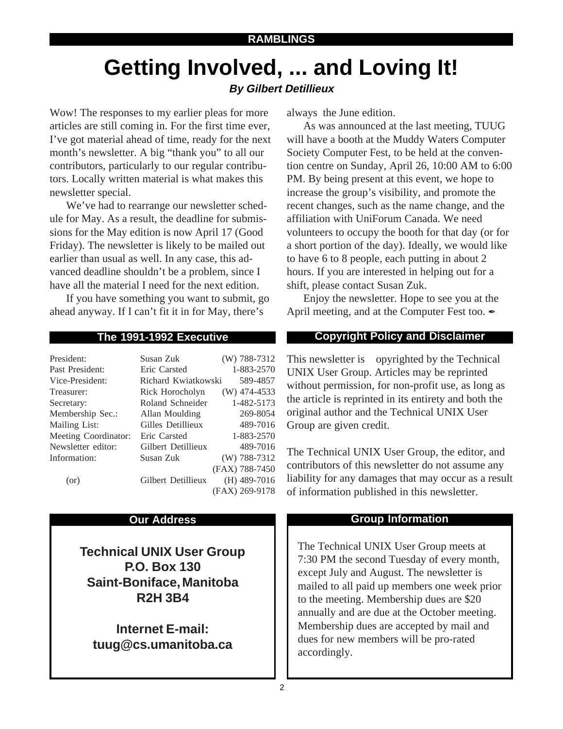RAMBLINGS

# Getting Involved, ... and Loving It!

***By Gilbert Detillieux***

Wow! The responses to my earlier pleas for more articles are still coming in. For the first time ever, I've got material ahead of time, ready for the next month's newsletter. A big "thank you" to all our contributors, particularly to our regular contributors. Locally written material is what makes this newsletter special.

We've had to rearrange our newsletter schedule for May. As a result, the deadline for submissions for the May edition is now April 17 (Good Friday). The newsletter is likely to be mailed out earlier than usual as well. In any case, this advanced deadline shouldn't be a problem, since I have all the material I need for the next edition.

If you have something you want to submit, go ahead anyway. If I can't fit it in for May, there's always the June edition.

As was announced at the last meeting, TUUG will have a booth at the Muddy Waters Computer Society Computer Fest, to be held at the convention centre on Sunday, April 26, 10:00 AM to 6:00 PM. By being present at this event, we hope to increase the group's visibility, and promote the recent changes, such as the name change, and the affiliation with UniForum Canada. We need volunteers to occupy the booth for that day (or for a short portion of the day). Ideally, we would like to have 6 to 8 people, each putting in about 2 hours. If you are interested in helping out for a shift, please contact Susan Zuk.

Enjoy the newsletter. Hope to see you at the April meeting, and at the Computer Fest too. ✒

## The 1991-1992 Executive

| | | |
|---|---|---|
| President: | Susan Zuk | (W) 788-7312 |
| Past President: | Eric Carsted | 1-883-2570 |
| Vice-President: | Richard Kwiatkowski | 589-4857 |
| Treasurer: | Rick Horocholyn | (W) 474-4533 |
| Secretary: | Roland Schneider | 1-482-5173 |
| Membership Sec.: | Allan Moulding | 269-8054 |
| Mailing List: | Gilles Detillieux | 489-7016 |
| Meeting Coordinator: | Eric Carsted | 1-883-2570 |
| Newsletter editor: | Gilbert Detillieux | 489-7016 |
| Information: | Susan Zuk | (W) 788-7312 |
| | | (FAX) 788-7450 |
| (or) | Gilbert Detillieux | (H) 489-7016 |
| | | (FAX) 269-9178 |

## Copyright Policy and Disclaimer

This newsletter is opyrighted by the Technical UNIX User Group. Articles may be reprinted without permission, for non-profit use, as long as the article is reprinted in its entirety and both the original author and the Technical UNIX User Group are given credit.

The Technical UNIX User Group, the editor, and contributors of this newsletter do not assume any liability for any damages that may occur as a result of information published in this newsletter.

## Our Address

**Technical UNIX User Group**
**P.O. Box 130**
**Saint-Boniface, Manitoba**
**R2H 3B4**

**Internet E-mail:**
**tuug@cs.umanitoba.ca**

## Group Information

The Technical UNIX User Group meets at 7:30 PM the second Tuesday of every month, except July and August. The newsletter is mailed to all paid up members one week prior to the meeting. Membership dues are $20 annually and are due at the October meeting. Membership dues are accepted by mail and dues for new members will be pro-rated accordingly.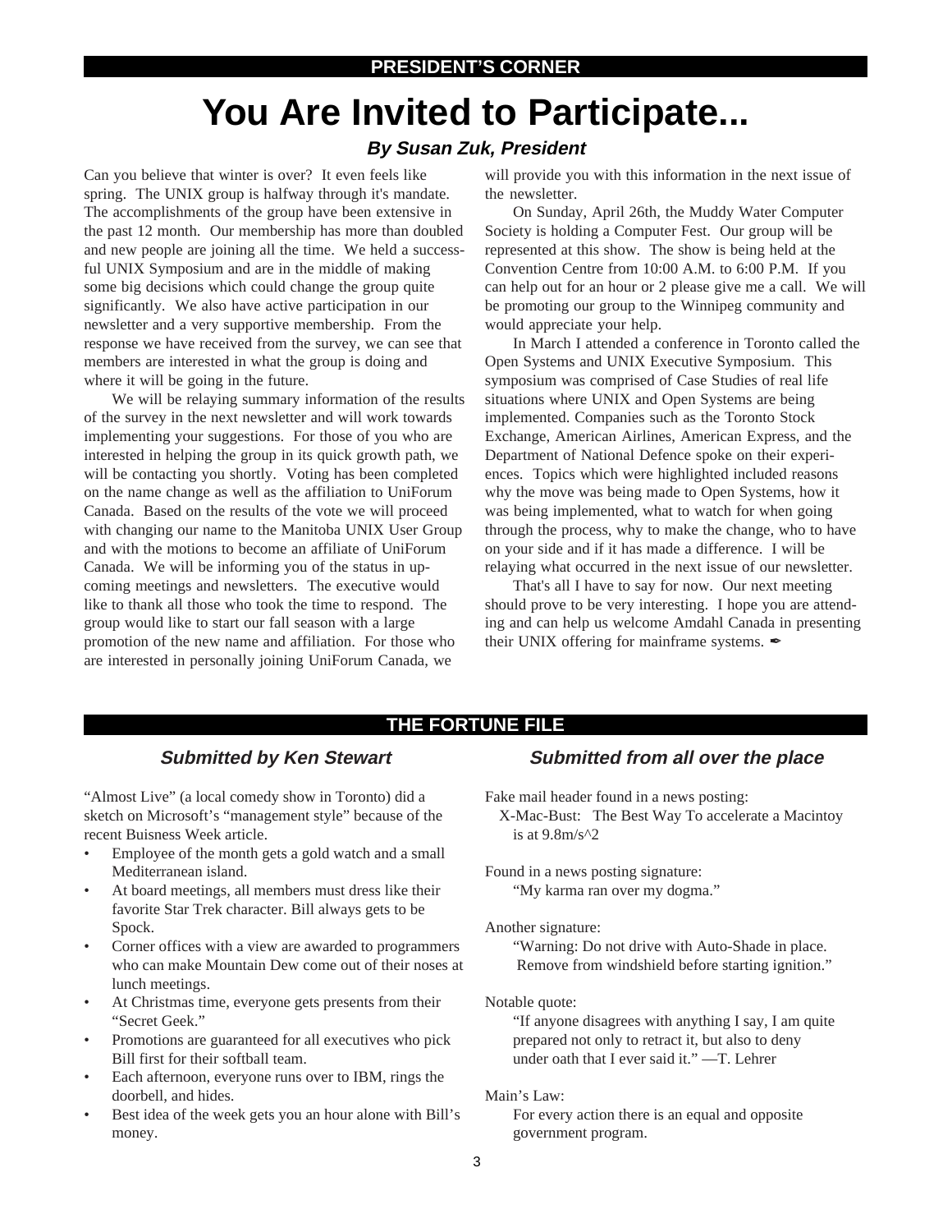## PRESIDENT'S CORNER

# You Are Invited to Participate...

### *By Susan Zuk, President*

Can you believe that winter is over? It even feels like spring. The UNIX group is halfway through it's mandate. The accomplishments of the group have been extensive in the past 12 month. Our membership has more than doubled and new people are joining all the time. We held a successful UNIX Symposium and are in the middle of making some big decisions which could change the group quite significantly. We also have active participation in our newsletter and a very supportive membership. From the response we have received from the survey, we can see that members are interested in what the group is doing and where it will be going in the future.

We will be relaying summary information of the results of the survey in the next newsletter and will work towards implementing your suggestions. For those of you who are interested in helping the group in its quick growth path, we will be contacting you shortly. Voting has been completed on the name change as well as the affiliation to UniForum Canada. Based on the results of the vote we will proceed with changing our name to the Manitoba UNIX User Group and with the motions to become an affiliate of UniForum Canada. We will be informing you of the status in upcoming meetings and newsletters. The executive would like to thank all those who took the time to respond. The group would like to start our fall season with a large promotion of the new name and affiliation. For those who are interested in personally joining UniForum Canada, we will provide you with this information in the next issue of the newsletter.

On Sunday, April 26th, the Muddy Water Computer Society is holding a Computer Fest. Our group will be represented at this show. The show is being held at the Convention Centre from 10:00 A.M. to 6:00 P.M. If you can help out for an hour or 2 please give me a call. We will be promoting our group to the Winnipeg community and would appreciate your help.

In March I attended a conference in Toronto called the Open Systems and UNIX Executive Symposium. This symposium was comprised of Case Studies of real life situations where UNIX and Open Systems are being implemented. Companies such as the Toronto Stock Exchange, American Airlines, American Express, and the Department of National Defence spoke on their experiences. Topics which were highlighted included reasons why the move was being made to Open Systems, how it was being implemented, what to watch for when going through the process, why to make the change, who to have on your side and if it has made a difference. I will be relaying what occurred in the next issue of our newsletter.

That's all I have to say for now. Our next meeting should prove to be very interesting. I hope you are attending and can help us welcome Amdahl Canada in presenting their UNIX offering for mainframe systems. ✒

## THE FORTUNE FILE

### *Submitted by Ken Stewart*

"Almost Live" (a local comedy show in Toronto) did a sketch on Microsoft's "management style" because of the recent Buisness Week article.

- Employee of the month gets a gold watch and a small Mediterranean island.
- At board meetings, all members must dress like their favorite Star Trek character. Bill always gets to be Spock.
- Corner offices with a view are awarded to programmers who can make Mountain Dew come out of their noses at lunch meetings.
- At Christmas time, everyone gets presents from their "Secret Geek."
- Promotions are guaranteed for all executives who pick Bill first for their softball team.
- Each afternoon, everyone runs over to IBM, rings the doorbell, and hides.
- Best idea of the week gets you an hour alone with Bill's money.

### *Submitted from all over the place*

Fake mail header found in a news posting:

X-Mac-Bust: The Best Way To accelerate a Macintoy is at 9.8m/s^2

Found in a news posting signature:

"My karma ran over my dogma."

Another signature:

"Warning: Do not drive with Auto-Shade in place. Remove from windshield before starting ignition."

Notable quote:

"If anyone disagrees with anything I say, I am quite prepared not only to retract it, but also to deny under oath that I ever said it." —T. Lehrer

Main's Law:

For every action there is an equal and opposite government program.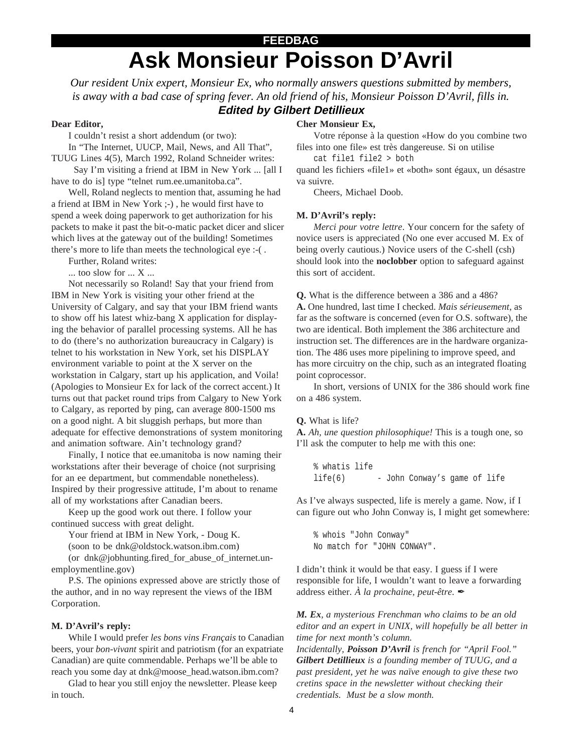FEEDBAG

# Ask Monsieur Poisson D'Avril

*Our resident Unix expert, Monsieur Ex, who normally answers questions submitted by members, is away with a bad case of spring fever. An old friend of his, Monsieur Poisson D'Avril, fills in.*

***Edited by Gilbert Detillieux***

**Dear Editor,**

I couldn't resist a short addendum (or two):

In "The Internet, UUCP, Mail, News, and All That", TUUG Lines 4(5), March 1992, Roland Schneider writes:

Say I'm visiting a friend at IBM in New York ... [all I have to do is] type "telnet rum.ee.umanitoba.ca".

Well, Roland neglects to mention that, assuming he had a friend at IBM in New York ;-) , he would first have to spend a week doing paperwork to get authorization for his packets to make it past the bit-o-matic packet dicer and slicer which lives at the gateway out of the building! Sometimes there's more to life than meets the technological eye :-( .

Further, Roland writes:

... too slow for ... X ...

Not necessarily so Roland! Say that your friend from IBM in New York is visiting your other friend at the University of Calgary, and say that your IBM friend wants to show off his latest whiz-bang X application for displaying the behavior of parallel processing systems. All he has to do (there's no authorization bureaucracy in Calgary) is telnet to his workstation in New York, set his DISPLAY environment variable to point at the X server on the workstation in Calgary, start up his application, and Voila! (Apologies to Monsieur Ex for lack of the correct accent.) It turns out that packet round trips from Calgary to New York to Calgary, as reported by ping, can average 800-1500 ms on a good night. A bit sluggish perhaps, but more than adequate for effective demonstrations of system monitoring and animation software. Ain't technology grand?

Finally, I notice that ee.umanitoba is now naming their workstations after their beverage of choice (not surprising for an ee department, but commendable nonetheless). Inspired by their progressive attitude, I'm about to rename all of my workstations after Canadian beers.

Keep up the good work out there. I follow your continued success with great delight.

Your friend at IBM in New York, - Doug K.

(soon to be dnk@oldstock.watson.ibm.com)

(or dnk@jobhunting.fired_for_abuse_of_internet.unemploymentline.gov)

P.S. The opinions expressed above are strictly those of the author, and in no way represent the views of the IBM Corporation.

**M. D'Avril's reply:**

While I would prefer *les bons vins Français* to Canadian beers, your *bon-vivant* spirit and patriotism (for an expatriate Canadian) are quite commendable. Perhaps we'll be able to reach you some day at dnk@moose_head.watson.ibm.com?

Glad to hear you still enjoy the newsletter. Please keep in touch.

**Cher Monsieur Ex,**

Votre réponse à la question «How do you combine two files into one file» est très dangereuse. Si on utilise

```
cat file1 file2 > both
```

quand les fichiers «file1» et «both» sont égaux, un désastre va suivre.

Cheers, Michael Doob.

**M. D'Avril's reply:**

*Merci pour votre lettre*. Your concern for the safety of novice users is appreciated (No one ever accused M. Ex of being overly cautious.) Novice users of the C-shell (csh) should look into the **noclobber** option to safeguard against this sort of accident.

**Q.** What is the difference between a 386 and a 486?

**A.** One hundred, last time I checked. *Mais sérieusement*, as far as the software is concerned (even for O.S. software), the two are identical. Both implement the 386 architecture and instruction set. The differences are in the hardware organization. The 486 uses more pipelining to improve speed, and has more circuitry on the chip, such as an integrated floating point coprocessor.

In short, versions of UNIX for the 386 should work fine on a 486 system.

**Q.** What is life?

**A.** *Ah, une question philosophique!* This is a tough one, so I'll ask the computer to help me with this one:

```
% whatis life
life(6)        - John Conway's game of life
```

As I've always suspected, life is merely a game. Now, if I can figure out who John Conway is, I might get somewhere:

```
% whois "John Conway"
No match for "JOHN CONWAY".
```

I didn't think it would be that easy. I guess if I were responsible for life, I wouldn't want to leave a forwarding address either. *À la prochaine, peut-être.* ✒

***M. Ex****, a mysterious Frenchman who claims to be an old editor and an expert in UNIX, will hopefully be all better in time for next month's column.*

*Incidentally,* ***Poisson D'Avril*** *is french for "April Fool."*

***Gilbert Detillieux*** *is a founding member of TUUG, and a past president, yet he was naïve enough to give these two cretins space in the newsletter without checking their credentials. Must be a slow month.*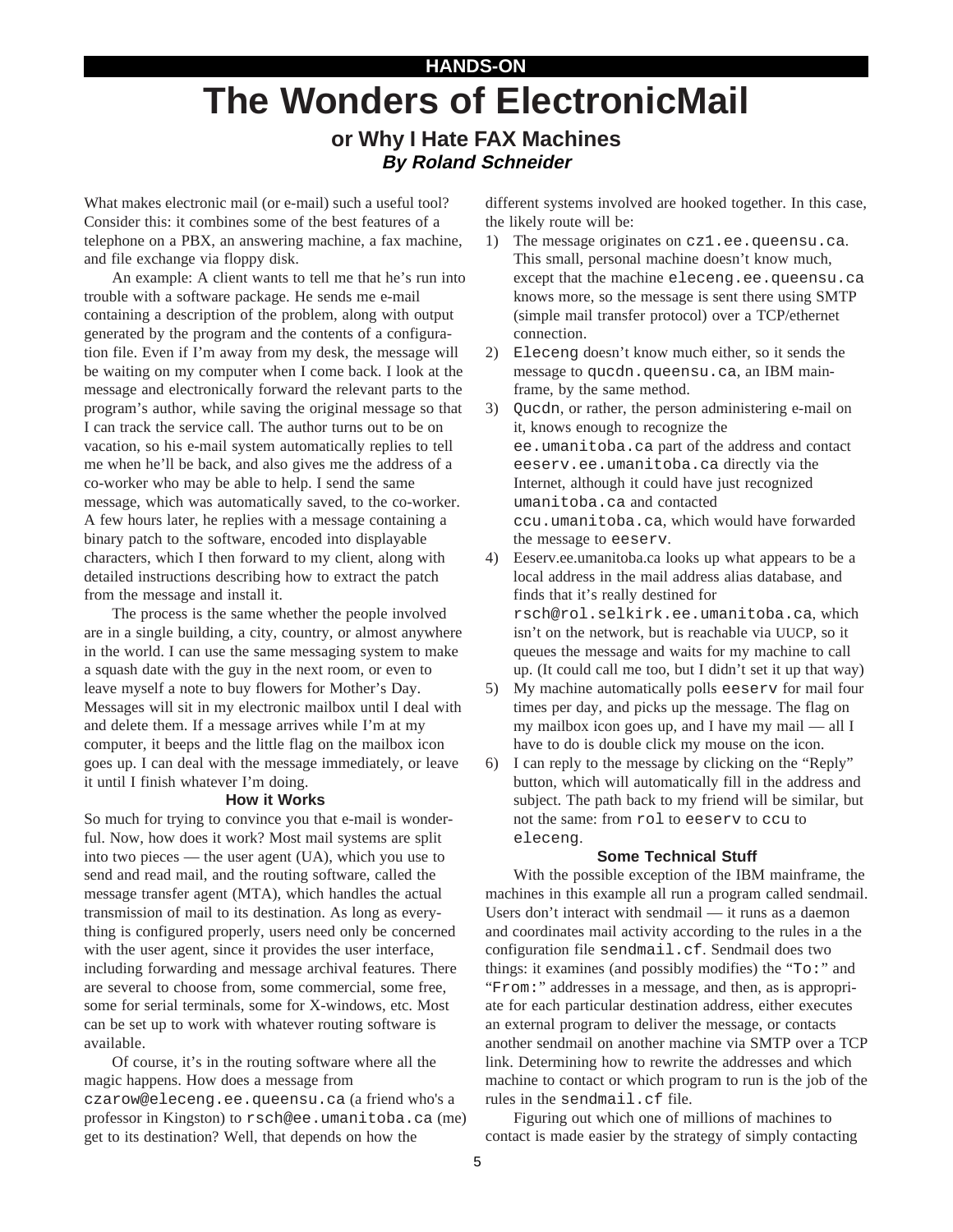HANDS-ON

# The Wonders of ElectronicMail

## or Why I Hate FAX Machines

***By Roland Schneider***

What makes electronic mail (or e-mail) such a useful tool? Consider this: it combines some of the best features of a telephone on a PBX, an answering machine, a fax machine, and file exchange via floppy disk.

An example: A client wants to tell me that he's run into trouble with a software package. He sends me e-mail containing a description of the problem, along with output generated by the program and the contents of a configuration file. Even if I'm away from my desk, the message will be waiting on my computer when I come back. I look at the message and electronically forward the relevant parts to the program's author, while saving the original message so that I can track the service call. The author turns out to be on vacation, so his e-mail system automatically replies to tell me when he'll be back, and also gives me the address of a co-worker who may be able to help. I send the same message, which was automatically saved, to the co-worker. A few hours later, he replies with a message containing a binary patch to the software, encoded into displayable characters, which I then forward to my client, along with detailed instructions describing how to extract the patch from the message and install it.

The process is the same whether the people involved are in a single building, a city, country, or almost anywhere in the world. I can use the same messaging system to make a squash date with the guy in the next room, or even to leave myself a note to buy flowers for Mother's Day. Messages will sit in my electronic mailbox until I deal with and delete them. If a message arrives while I'm at my computer, it beeps and the little flag on the mailbox icon goes up. I can deal with the message immediately, or leave it until I finish whatever I'm doing.

### How it Works

So much for trying to convince you that e-mail is wonderful. Now, how does it work? Most mail systems are split into two pieces — the user agent (UA), which you use to send and read mail, and the routing software, called the message transfer agent (MTA), which handles the actual transmission of mail to its destination. As long as everything is configured properly, users need only be concerned with the user agent, since it provides the user interface, including forwarding and message archival features. There are several to choose from, some commercial, some free, some for serial terminals, some for X-windows, etc. Most can be set up to work with whatever routing software is available.

Of course, it's in the routing software where all the magic happens. How does a message from `czarow@eleceng.ee.queensu.ca` (a friend who's a professor in Kingston) to `rsch@ee.umanitoba.ca` (me) get to its destination? Well, that depends on how the different systems involved are hooked together. In this case, the likely route will be:

1) The message originates on `cz1.ee.queensu.ca`. This small, personal machine doesn't know much, except that the machine `eleceng.ee.queensu.ca` knows more, so the message is sent there using SMTP (simple mail transfer protocol) over a TCP/ethernet connection.
2) `Eleceng` doesn't know much either, so it sends the message to `qucdn.queensu.ca`, an IBM mainframe, by the same method.
3) `Qucdn`, or rather, the person administering e-mail on it, knows enough to recognize the `ee.umanitoba.ca` part of the address and contact `eeserv.ee.umanitoba.ca` directly via the Internet, although it could have just recognized `umanitoba.ca` and contacted `ccu.umanitoba.ca`, which would have forwarded the message to `eeserv`.
4) Eeserv.ee.umanitoba.ca looks up what appears to be a local address in the mail address alias database, and finds that it's really destined for `rsch@rol.selkirk.ee.umanitoba.ca`, which isn't on the network, but is reachable via UUCP, so it queues the message and waits for my machine to call up. (It could call me too, but I didn't set it up that way)
5) My machine automatically polls `eeserv` for mail four times per day, and picks up the message. The flag on my mailbox icon goes up, and I have my mail — all I have to do is double click my mouse on the icon.
6) I can reply to the message by clicking on the "Reply" button, which will automatically fill in the address and subject. The path back to my friend will be similar, but not the same: from `rol` to `eeserv` to `ccu` to `eleceng`.

### Some Technical Stuff

With the possible exception of the IBM mainframe, the machines in this example all run a program called sendmail. Users don't interact with sendmail — it runs as a daemon and coordinates mail activity according to the rules in a the configuration file `sendmail.cf`. Sendmail does two things: it examines (and possibly modifies) the "`To:`" and "`From:`" addresses in a message, and then, as is appropriate for each particular destination address, either executes an external program to deliver the message, or contacts another sendmail on another machine via SMTP over a TCP link. Determining how to rewrite the addresses and which machine to contact or which program to run is the job of the rules in the `sendmail.cf` file.

Figuring out which one of millions of machines to contact is made easier by the strategy of simply contacting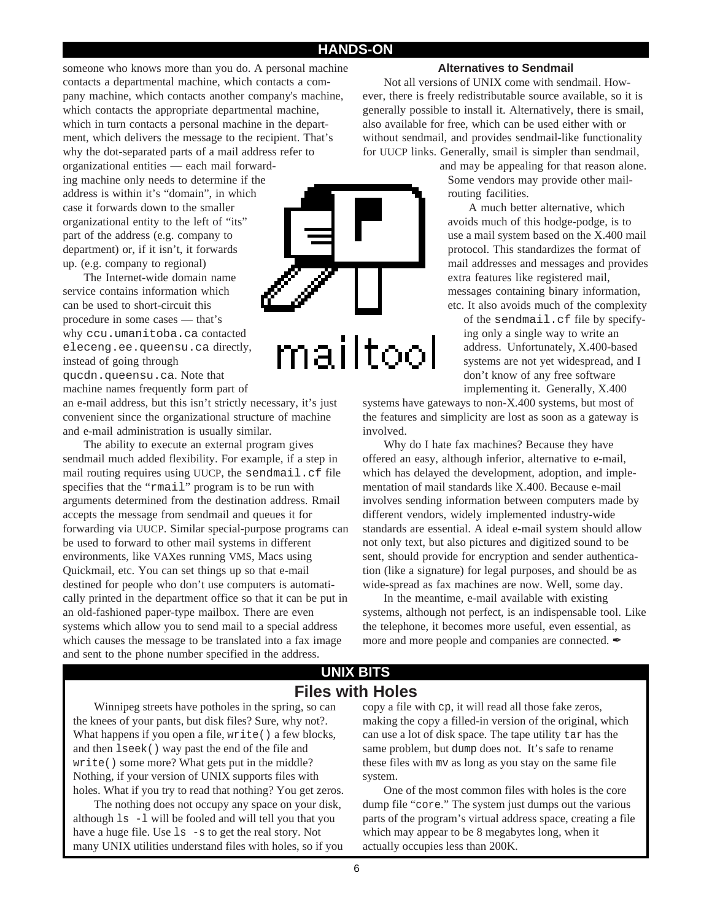someone who knows more than you do. A personal machine contacts a departmental machine, which contacts a company machine, which contacts another company's machine, which contacts the appropriate departmental machine, which in turn contacts a personal machine in the department, which delivers the message to the recipient. That's why the dot-separated parts of a mail address refer to organizational entities — each mail forwarding machine only needs to determine if the address is within it's "domain", in which case it forwards down to the smaller organizational entity to the left of "its" part of the address (e.g. company to department) or, if it isn't, it forwards up. (e.g. company to regional)

The Internet-wide domain name service contains information which can be used to short-circuit this procedure in some cases — that's why `ccu.umanitoba.ca` contacted `eleceng.ee.queensu.ca` directly, instead of going through `qucdn.queensu.ca`. Note that machine names frequently form part of an e-mail address, but this isn't strictly necessary, it's just convenient since the organizational structure of machine and e-mail administration is usually similar.

The ability to execute an external program gives sendmail much added flexibility. For example, if a step in mail routing requires using UUCP, the `sendmail.cf` file specifies that the "`rmail`" program is to be run with arguments determined from the destination address. Rmail accepts the message from sendmail and queues it for forwarding via UUCP. Similar special-purpose programs can be used to forward to other mail systems in different environments, like VAXes running VMS, Macs using Quickmail, etc. You can set things up so that e-mail destined for people who don't use computers is automatically printed in the department office so that it can be put in an old-fashioned paper-type mailbox. There are even systems which allow you to send mail to a special address which causes the message to be translated into a fax image and sent to the phone number specified in the address.

### Alternatives to Sendmail

Not all versions of UNIX come with sendmail. However, there is freely redistributable source available, so it is generally possible to install it. Alternatively, there is smail, also available for free, which can be used either with or without sendmail, and provides sendmail-like functionality for UUCP links. Generally, smail is simpler than sendmail, and may be appealing for that reason alone. Some vendors may provide other mail-routing facilities.

A much better alternative, which avoids much of this hodge-podge, is to use a mail system based on the X.400 mail protocol. This standardizes the format of mail addresses and messages and provides extra features like registered mail, messages containing binary information, etc. It also avoids much of the complexity of the `sendmail.cf` file by specifying only a single way to write an address. Unfortunately, X.400-based systems are not yet widespread, and I don't know of any free software implementing it. Generally, X.400 systems have gateways to non-X.400 systems, but most of the features and simplicity are lost as soon as a gateway is involved.

Why do I hate fax machines? Because they have offered an easy, although inferior, alternative to e-mail, which has delayed the development, adoption, and implementation of mail standards like X.400. Because e-mail involves sending information between computers made by different vendors, widely implemented industry-wide standards are essential. A ideal e-mail system should allow not only text, but also pictures and digitized sound to be sent, should provide for encryption and sender authentication (like a signature) for legal purposes, and should be as wide-spread as fax machines are now. Well, some day.

In the meantime, e-mail available with existing systems, although not perfect, is an indispensable tool. Like the telephone, it becomes more useful, even essential, as more and more people and companies are connected. ✒

## UNIX BITS

## Files with Holes

Winnipeg streets have potholes in the spring, so can the knees of your pants, but disk files? Sure, why not?. What happens if you open a file, `write()` a few blocks, and then `lseek()` way past the end of the file and `write()` some more? What gets put in the middle? Nothing, if your version of UNIX supports files with holes. What if you try to read that nothing? You get zeros.

The nothing does not occupy any space on your disk, although `ls -l` will be fooled and will tell you that you have a huge file. Use `ls -s` to get the real story. Not many UNIX utilities understand files with holes, so if you copy a file with `cp`, it will read all those fake zeros, making the copy a filled-in version of the original, which can use a lot of disk space. The tape utility `tar` has the same problem, but `dump` does not. It's safe to rename these files with `mv` as long as you stay on the same file system.

One of the most common files with holes is the core dump file "`core`." The system just dumps out the various parts of the program's virtual address space, creating a file which may appear to be 8 megabytes long, when it actually occupies less than 200K.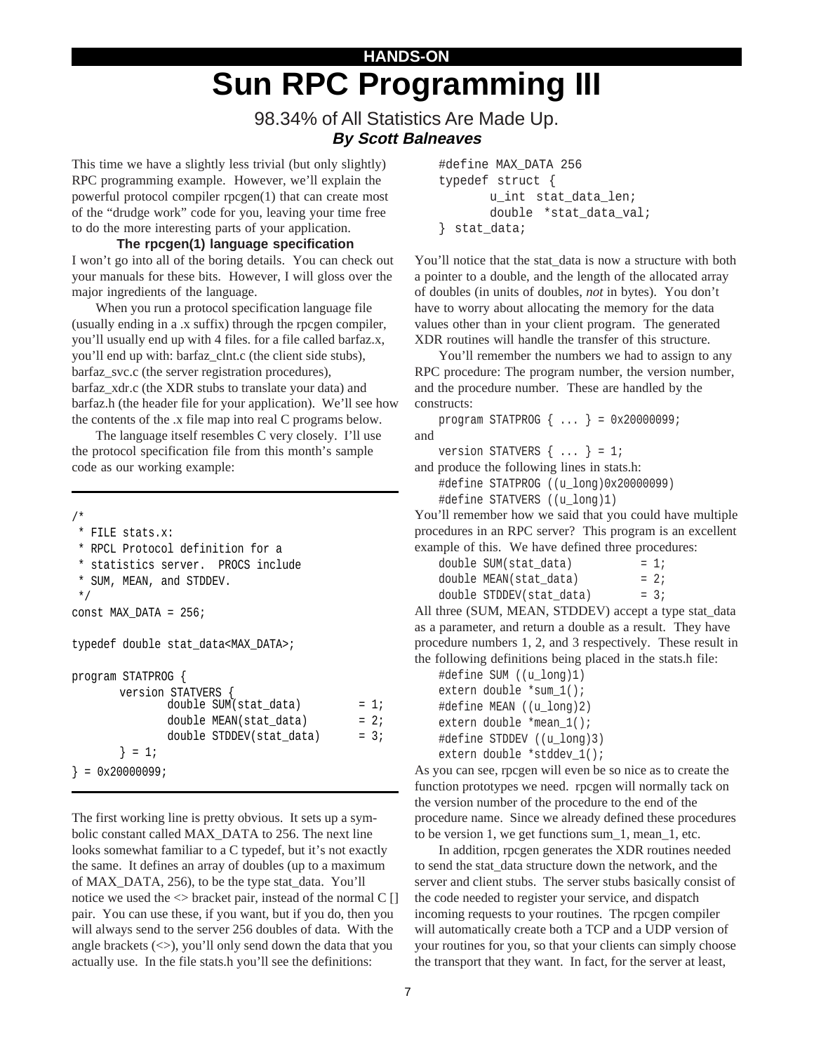HANDS-ON

# Sun RPC Programming III

98.34% of All Statistics Are Made Up.

***By Scott Balneaves***

This time we have a slightly less trivial (but only slightly) RPC programming example. However, we'll explain the powerful protocol compiler rpcgen(1) that can create most of the "drudge work" code for you, leaving your time free to do the more interesting parts of your application.

### The rpcgen(1) language specification

I won't go into all of the boring details. You can check out your manuals for these bits. However, I will gloss over the major ingredients of the language.

When you run a protocol specification language file (usually ending in a .x suffix) through the rpcgen compiler, you'll usually end up with 4 files. for a file called barfaz.x, you'll end up with: barfaz_clnt.c (the client side stubs), barfaz_svc.c (the server registration procedures), barfaz_xdr.c (the XDR stubs to translate your data) and barfaz.h (the header file for your application). We'll see how the contents of the .x file map into real C programs below.

The language itself resembles C very closely. I'll use the protocol specification file from this month's sample code as our working example:

```
/*
 * FILE stats.x:
 * RPCL Protocol definition for a
 * statistics server.  PROCS include
 * SUM, MEAN, and STDDEV.
 */
const MAX_DATA = 256;

typedef double stat_data<MAX_DATA>;

program STATPROG {
        version STATVERS {
                double SUM(stat_data)          = 1;
                double MEAN(stat_data)         = 2;
                double STDDEV(stat_data)       = 3;
        } = 1;
} = 0x20000099;
```

The first working line is pretty obvious. It sets up a symbolic constant called MAX_DATA to 256. The next line looks somewhat familiar to a C typedef, but it's not exactly the same. It defines an array of doubles (up to a maximum of MAX_DATA, 256), to be the type stat_data. You'll notice we used the <> bracket pair, instead of the normal C [] pair. You can use these, if you want, but if you do, then you will always send to the server 256 doubles of data. With the angle brackets (<>), you'll only send down the data that you actually use. In the file stats.h you'll see the definitions:

```
#define MAX_DATA 256
typedef struct {
        u_int  stat_data_len;
        double  *stat_data_val;
}  stat_data;
```

You'll notice that the stat_data is now a structure with both a pointer to a double, and the length of the allocated array of doubles (in units of doubles, *not* in bytes). You don't have to worry about allocating the memory for the data values other than in your client program. The generated XDR routines will handle the transfer of this structure.

You'll remember the numbers we had to assign to any RPC procedure: The program number, the version number, and the procedure number. These are handled by the constructs:

```
program STATPROG { ... } = 0x20000099;
```

and

```
version STATVERS { ... } = 1;
```

and produce the following lines in stats.h:

```
#define STATPROG ((u_long)0x20000099)
#define STATVERS ((u_long)1)
```

You'll remember how we said that you could have multiple procedures in an RPC server? This program is an excellent example of this. We have defined three procedures:

```
double SUM(stat_data)          = 1;
double MEAN(stat_data)         = 2;
double STDDEV(stat_data)       = 3;
```

All three (SUM, MEAN, STDDEV) accept a type stat_data as a parameter, and return a double as a result. They have procedure numbers 1, 2, and 3 respectively. These result in the following definitions being placed in the stats.h file:

```
#define SUM ((u_long)1)
extern double *sum_1();
#define MEAN ((u_long)2)
extern double *mean_1();
#define STDDEV ((u_long)3)
extern double *stddev_1();
```

As you can see, rpcgen will even be so nice as to create the function prototypes we need. rpcgen will normally tack on the version number of the procedure to the end of the procedure name. Since we already defined these procedures to be version 1, we get functions sum_1, mean_1, etc.

In addition, rpcgen generates the XDR routines needed to send the stat_data structure down the network, and the server and client stubs. The server stubs basically consist of the code needed to register your service, and dispatch incoming requests to your routines. The rpcgen compiler will automatically create both a TCP and a UDP version of your routines for you, so that your clients can simply choose the transport that they want. In fact, for the server at least,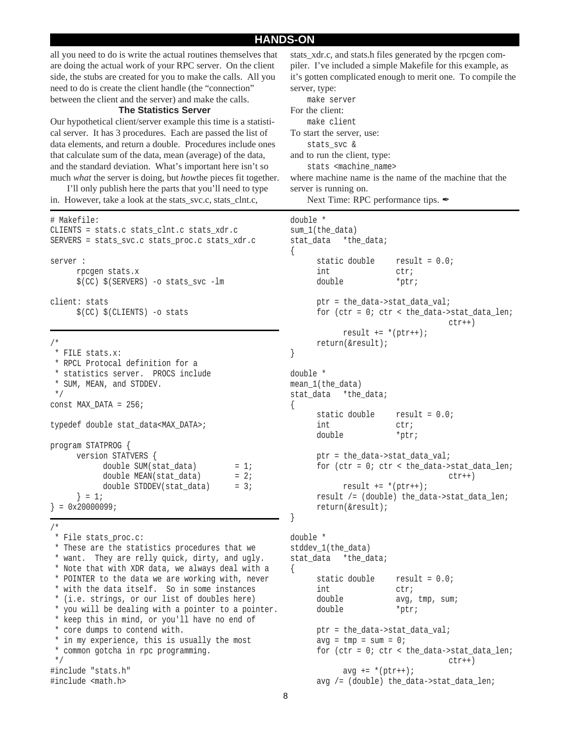all you need to do is write the actual routines themselves that are doing the actual work of your RPC server. On the client side, the stubs are created for you to make the calls. All you need to do is create the client handle (the "connection" between the client and the server) and make the calls.

### The Statistics Server

Our hypothetical client/server example this time is a statistical server. It has 3 procedures. Each are passed the list of data elements, and return a double. Procedures include ones that calculate sum of the data, mean (average) of the data, and the standard deviation. What's important here isn't so much *what* the server is doing, but *how*the pieces fit together.

I'll only publish here the parts that you'll need to type in. However, take a look at the stats_svc.c, stats_clnt.c, stats_xdr.c, and stats.h files generated by the rpcgen compiler. I've included a simple Makefile for this example, as it's gotten complicated enough to merit one. To compile the server, type:

```
make server
```

For the client:

```
make client
```

To start the server, use:

```
stats_svc &
```

and to run the client, type:

```
stats <machine_name>
```

where machine name is the name of the machine that the server is running on.

Next Time: RPC performance tips. ✒

```
# Makefile:
CLIENTS = stats.c stats_clnt.c stats_xdr.c
SERVERS = stats_svc.c stats_proc.c stats_xdr.c

server :
      rpcgen stats.x
      $(CC) $(SERVERS) -o stats_svc -lm

client: stats
      $(CC) $(CLIENTS) -o stats
```

```
/*
 * FILE stats.x:
 * RPCL Protocal definition for a
 * statistics server.  PROCS include
 * SUM, MEAN, and STDDEV.
 */
const MAX_DATA = 256;

typedef double stat_data<MAX_DATA>;

program STATPROG {
      version STATVERS {
            double SUM(stat_data)        = 1;
            double MEAN(stat_data)       = 2;
            double STDDEV(stat_data)     = 3;
      } = 1;
} = 0x20000099;
```

```
/*
 * File stats_proc.c:
 * These are the statistics procedures that we
 * want.  They are relly quick, dirty, and ugly.
 * Note that with XDR data, we always deal with a
 * POINTER to the data we are working with, never
 * with the data itself.  So in some instances
 * (i.e. strings, or our list of doubles here)
 * you will be dealing with a pointer to a pointer.
 * keep this in mind, or you'll have no end of
 * core dumps to contend with.
 * in my experience, this is usually the most
 * common gotcha in rpc programming.
 */
#include "stats.h"
#include <math.h>

double *
sum_1(the_data)
stat_data   *the_data;
{
      static double     result = 0.0;
      int               ctr;
      double            *ptr;

      ptr = the_data->stat_data_val;
      for (ctr = 0; ctr < the_data->stat_data_len;
                                     ctr++)
            result += *(ptr++);
      return(&result);
}

double *
mean_1(the_data)
stat_data   *the_data;
{
      static double     result = 0.0;
      int               ctr;
      double            *ptr;

      ptr = the_data->stat_data_val;
      for (ctr = 0; ctr < the_data->stat_data_len;
                                     ctr++)
            result += *(ptr++);
      result /= (double) the_data->stat_data_len;
      return(&result);
}

double *
stddev_1(the_data)
stat_data   *the_data;
{
      static double     result = 0.0;
      int               ctr;
      double            avg, tmp, sum;
      double            *ptr;

      ptr = the_data->stat_data_val;
      avg = tmp = sum = 0;
      for (ctr = 0; ctr < the_data->stat_data_len;
                                     ctr++)
            avg += *(ptr++);
      avg /= (double) the_data->stat_data_len;
```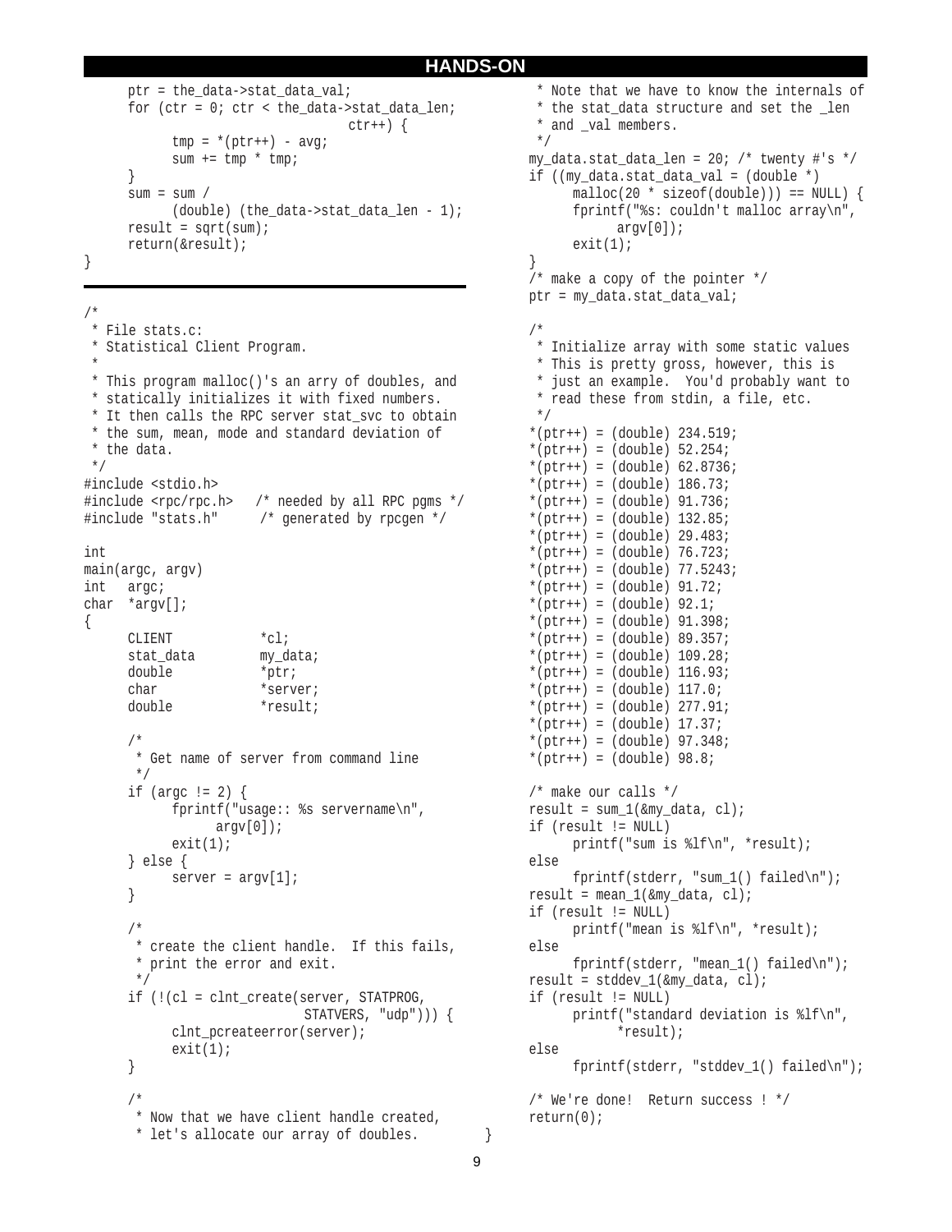```
	ptr = the_data->stat_data_val;
	for (ctr = 0; ctr < the_data->stat_data_len;
					ctr++) {
		tmp = *(ptr++) - avg;
		sum += tmp * tmp;
	}
	sum = sum /
		(double) (the_data->stat_data_len - 1);
	result = sqrt(sum);
	return(&result);
}
```

```
/*
 * File stats.c:
 * Statistical Client Program.
 *
 * This program malloc()'s an arry of doubles, and
 * statically initializes it with fixed numbers.
 * It then calls the RPC server stat_svc to obtain
 * the sum, mean, mode and standard deviation of
 * the data.
 */
#include <stdio.h>
#include <rpc/rpc.h>   /* needed by all RPC pgms */
#include "stats.h"      /* generated by rpcgen */

int
main(argc, argv)
int   argc;
char  *argv[];
{
	CLIENT		*cl;
	stat_data	my_data;
	double		*ptr;
	char		*server;
	double		*result;

	/*
	 * Get name of server from command line
	 */
	if (argc != 2) {
		fprintf("usage:: %s servername\n",
			argv[0]);
		exit(1);
	} else {
		server = argv[1];
	}

	/*
	 * create the client handle.  If this fails,
	 * print the error and exit.
	 */
	if (!(cl = clnt_create(server, STATPROG,
				STATVERS, "udp"))) {
		clnt_pcreateerror(server);
		exit(1);
	}

	/*
	 * Now that we have client handle created,
	 * let's allocate our array of doubles.
	 * Note that we have to know the internals of
	 * the stat_data structure and set the _len
	 * and _val members.
	 */
	my_data.stat_data_len = 20; /* twenty #'s */
	if ((my_data.stat_data_val = (double *)
		malloc(20 * sizeof(double))) == NULL) {
		fprintf("%s: couldn't malloc array\n",
			argv[0]);
		exit(1);
	}
	/* make a copy of the pointer */
	ptr = my_data.stat_data_val;

	/*
	 * Initialize array with some static values
	 * This is pretty gross, however, this is
	 * just an example.  You'd probably want to
	 * read these from stdin, a file, etc.
	 */
	*(ptr++) = (double) 234.519;
	*(ptr++) = (double) 52.254;
	*(ptr++) = (double) 62.8736;
	*(ptr++) = (double) 186.73;
	*(ptr++) = (double) 91.736;
	*(ptr++) = (double) 132.85;
	*(ptr++) = (double) 29.483;
	*(ptr++) = (double) 76.723;
	*(ptr++) = (double) 77.5243;
	*(ptr++) = (double) 91.72;
	*(ptr++) = (double) 92.1;
	*(ptr++) = (double) 91.398;
	*(ptr++) = (double) 89.357;
	*(ptr++) = (double) 109.28;
	*(ptr++) = (double) 116.93;
	*(ptr++) = (double) 117.0;
	*(ptr++) = (double) 277.91;
	*(ptr++) = (double) 17.37;
	*(ptr++) = (double) 97.348;
	*(ptr++) = (double) 98.8;

	/* make our calls */
	result = sum_1(&my_data, cl);
	if (result != NULL)
		printf("sum is %lf\n", *result);
	else
		fprintf(stderr, "sum_1() failed\n");
	result = mean_1(&my_data, cl);
	if (result != NULL)
		printf("mean is %lf\n", *result);
	else
		fprintf(stderr, "mean_1() failed\n");
	result = stddev_1(&my_data, cl);
	if (result != NULL)
		printf("standard deviation is %lf\n",
			*result);
	else
		fprintf(stderr, "stddev_1() failed\n");

	/* We're done!  Return success ! */
	return(0);
}
```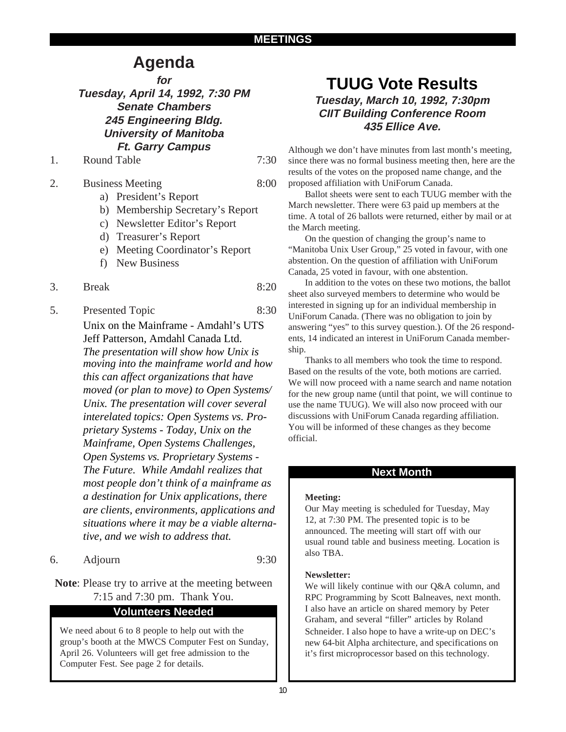**MEETINGS**

# Agenda

***for***
***Tuesday, April 14, 1992, 7:30 PM***
***Senate Chambers***
***245 Engineering Bldg.***
***University of Manitoba***
***Ft. Garry Campus***

1. Round Table — 7:30

2. Business Meeting — 8:00
   - a) President's Report
   - b) Membership Secretary's Report
   - c) Newsletter Editor's Report
   - d) Treasurer's Report
   - e) Meeting Coordinator's Report
   - f) New Business

3. Break — 8:20

5. Presented Topic — 8:30

   Unix on the Mainframe - Amdahl's UTS
   Jeff Patterson, Amdahl Canada Ltd.
   *The presentation will show how Unix is moving into the mainframe world and how this can affect organizations that have moved (or plan to move) to Open Systems/ Unix. The presentation will cover several interelated topics: Open Systems vs. Proprietary Systems - Today, Unix on the Mainframe, Open Systems Challenges, Open Systems vs. Proprietary Systems - The Future. While Amdahl realizes that most people don't think of a mainframe as a destination for Unix applications, there are clients, environments, applications and situations where it may be a viable alternative, and we wish to address that.*

6. Adjourn — 9:30

**Note**: Please try to arrive at the meeting between 7:15 and 7:30 pm. Thank You.

## Volunteers Needed

We need about 6 to 8 people to help out with the group's booth at the MWCS Computer Fest on Sunday, April 26. Volunteers will get free admission to the Computer Fest. See page 2 for details.

# TUUG Vote Results

***Tuesday, March 10, 1992, 7:30pm***
***CIIT Building Conference Room***
***435 Ellice Ave.***

Although we don't have minutes from last month's meeting, since there was no formal business meeting then, here are the results of the votes on the proposed name change, and the proposed affiliation with UniForum Canada.

Ballot sheets were sent to each TUUG member with the March newsletter. There were 63 paid up members at the time. A total of 26 ballots were returned, either by mail or at the March meeting.

On the question of changing the group's name to "Manitoba Unix User Group," 25 voted in favour, with one abstention. On the question of affiliation with UniForum Canada, 25 voted in favour, with one abstention.

In addition to the votes on these two motions, the ballot sheet also surveyed members to determine who would be interested in signing up for an individual membership in UniForum Canada. (There was no obligation to join by answering "yes" to this survey question.). Of the 26 respondents, 14 indicated an interest in UniForum Canada membership.

Thanks to all members who took the time to respond. Based on the results of the vote, both motions are carried. We will now proceed with a name search and name notation for the new group name (until that point, we will continue to use the name TUUG). We will also now proceed with our discussions with UniForum Canada regarding affiliation. You will be informed of these changes as they become official.

## Next Month

**Meeting:**
Our May meeting is scheduled for Tuesday, May 12, at 7:30 PM. The presented topic is to be announced. The meeting will start off with our usual round table and business meeting. Location is also TBA.

**Newsletter:**
We will likely continue with our Q&A column, and RPC Programming by Scott Balneaves, next month. I also have an article on shared memory by Peter Graham, and several "filler" articles by Roland Schneider. I also hope to have a write-up on DEC's new 64-bit Alpha architecture, and specifications on it's first microprocessor based on this technology.